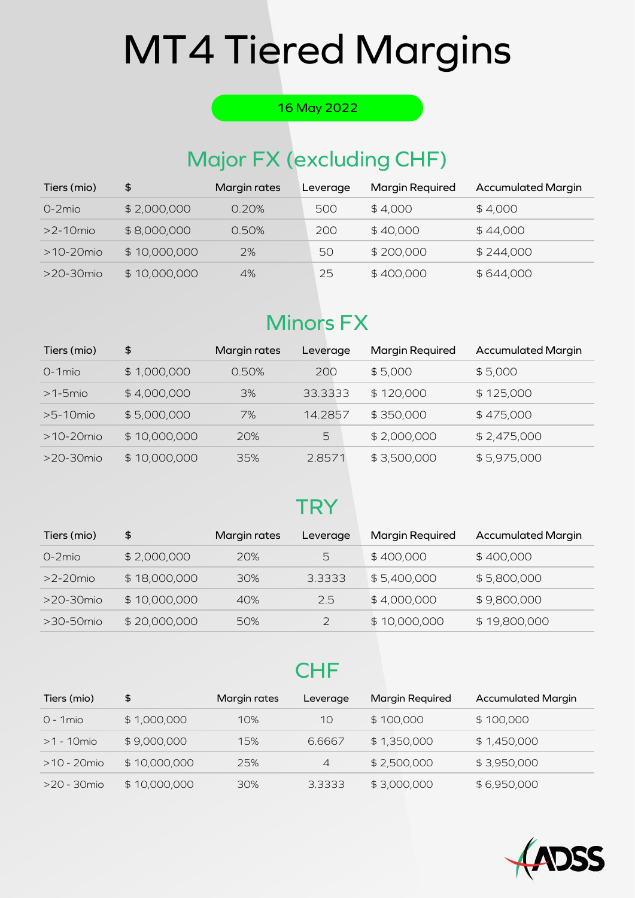# MT4 Tiered Margins

16 May 2022

## Major FX (excluding CHF)

| Tiers (mio) | $ | Margin rates | Leverage | Margin Required | Accumulated Margin |
|---|---|---|---|---|---|
| 0-2mio | $ 2,000,000 | 0.20% | 500 | $ 4,000 | $ 4,000 |
| >2-10mio | $ 8,000,000 | 0.50% | 200 | $ 40,000 | $ 44,000 |
| >10-20mio | $ 10,000,000 | 2% | 50 | $ 200,000 | $ 244,000 |
| >20-30mio | $ 10,000,000 | 4% | 25 | $ 400,000 | $ 644,000 |

## Minors FX

| Tiers (mio) | $ | Margin rates | Leverage | Margin Required | Accumulated Margin |
|---|---|---|---|---|---|
| 0-1mio | $ 1,000,000 | 0.50% | 200 | $ 5,000 | $ 5,000 |
| >1-5mio | $ 4,000,000 | 3% | 33.3333 | $ 120,000 | $ 125,000 |
| >5-10mio | $ 5,000,000 | 7% | 14.2857 | $ 350,000 | $ 475,000 |
| >10-20mio | $ 10,000,000 | 20% | 5 | $ 2,000,000 | $ 2,475,000 |
| >20-30mio | $ 10,000,000 | 35% | 2.8571 | $ 3,500,000 | $ 5,975,000 |

## TRY

| Tiers (mio) | $ | Margin rates | Leverage | Margin Required | Accumulated Margin |
|---|---|---|---|---|---|
| 0-2mio | $ 2,000,000 | 20% | 5 | $ 400,000 | $ 400,000 |
| >2-20mio | $ 18,000,000 | 30% | 3.3333 | $ 5,400,000 | $ 5,800,000 |
| >20-30mio | $ 10,000,000 | 40% | 2.5 | $ 4,000,000 | $ 9,800,000 |
| >30-50mio | $ 20,000,000 | 50% | 2 | $ 10,000,000 | $ 19,800,000 |

## CHF

| Tiers (mio) | $ | Margin rates | Leverage | Margin Required | Accumulated Margin |
|---|---|---|---|---|---|
| 0 - 1mio | $ 1,000,000 | 10% | 10 | $ 100,000 | $ 100,000 |
| >1 - 10mio | $ 9,000,000 | 15% | 6.6667 | $ 1,350,000 | $ 1,450,000 |
| >10 - 20mio | $ 10,000,000 | 25% | 4 | $ 2,500,000 | $ 3,950,000 |
| >20 - 30mio | $ 10,000,000 | 30% | 3.3333 | $ 3,000,000 | $ 6,950,000 |

ADSS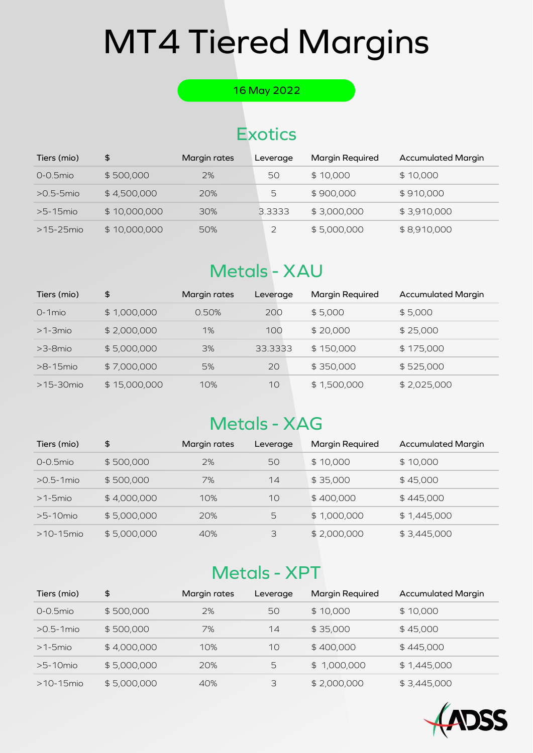# MT4 Tiered Margins

16 May 2022

## Exotics

| Tiers (mio) | $ | Margin rates | Leverage | Margin Required | Accumulated Margin |
|---|---|---|---|---|---|
| 0-0.5mio | $ 500,000 | 2% | 50 | $ 10,000 | $ 10,000 |
| >0.5-5mio | $ 4,500,000 | 20% | 5 | $ 900,000 | $ 910,000 |
| >5-15mio | $ 10,000,000 | 30% | 3.3333 | $ 3,000,000 | $ 3,910,000 |
| >15-25mio | $ 10,000,000 | 50% | 2 | $ 5,000,000 | $ 8,910,000 |

## Metals - XAU

| Tiers (mio) | $ | Margin rates | Leverage | Margin Required | Accumulated Margin |
|---|---|---|---|---|---|
| 0-1mio | $ 1,000,000 | 0.50% | 200 | $ 5,000 | $ 5,000 |
| >1-3mio | $ 2,000,000 | 1% | 100 | $ 20,000 | $ 25,000 |
| >3-8mio | $ 5,000,000 | 3% | 33.3333 | $ 150,000 | $ 175,000 |
| >8-15mio | $ 7,000,000 | 5% | 20 | $ 350,000 | $ 525,000 |
| >15-30mio | $ 15,000,000 | 10% | 10 | $ 1,500,000 | $ 2,025,000 |

## Metals - XAG

| Tiers (mio) | $ | Margin rates | Leverage | Margin Required | Accumulated Margin |
|---|---|---|---|---|---|
| 0-0.5mio | $ 500,000 | 2% | 50 | $ 10,000 | $ 10,000 |
| >0.5-1mio | $ 500,000 | 7% | 14 | $ 35,000 | $ 45,000 |
| >1-5mio | $ 4,000,000 | 10% | 10 | $ 400,000 | $ 445,000 |
| >5-10mio | $ 5,000,000 | 20% | 5 | $ 1,000,000 | $ 1,445,000 |
| >10-15mio | $ 5,000,000 | 40% | 3 | $ 2,000,000 | $ 3,445,000 |

## Metals - XPT

| Tiers (mio) | $ | Margin rates | Leverage | Margin Required | Accumulated Margin |
|---|---|---|---|---|---|
| 0-0.5mio | $ 500,000 | 2% | 50 | $ 10,000 | $ 10,000 |
| >0.5-1mio | $ 500,000 | 7% | 14 | $ 35,000 | $ 45,000 |
| >1-5mio | $ 4,000,000 | 10% | 10 | $ 400,000 | $ 445,000 |
| >5-10mio | $ 5,000,000 | 20% | 5 | $ 1,000,000 | $ 1,445,000 |
| >10-15mio | $ 5,000,000 | 40% | 3 | $ 2,000,000 | $ 3,445,000 |

ADSS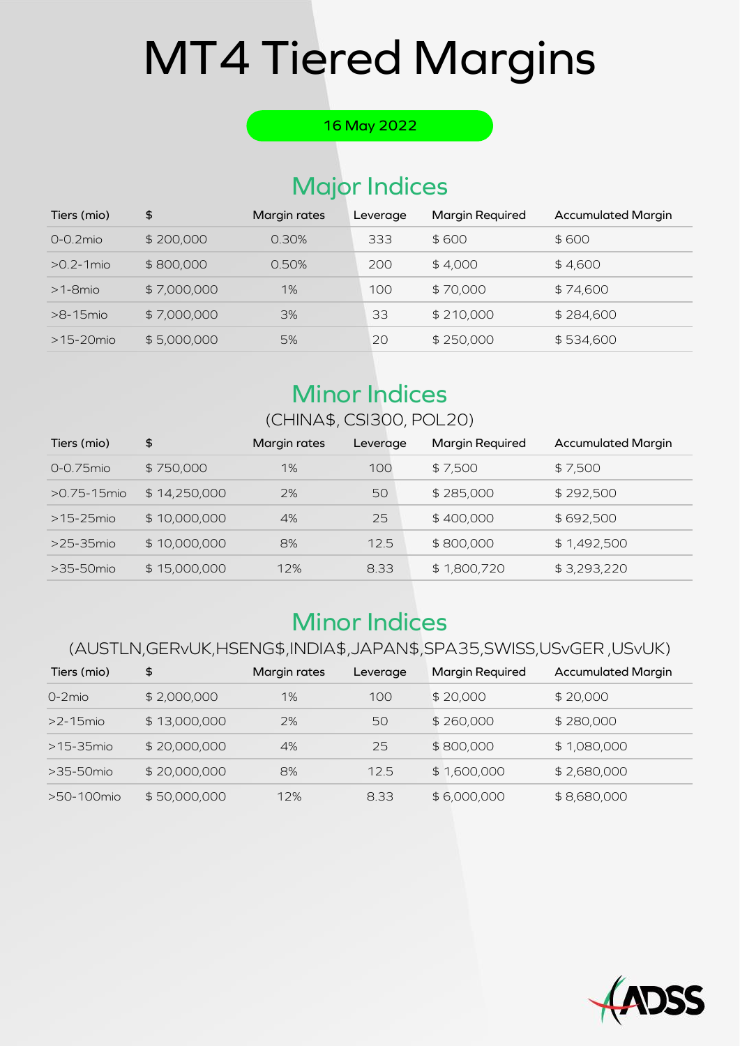# MT4 Tiered Margins

16 May 2022

## Major Indices

| Tiers (mio) | $ | Margin rates | Leverage | Margin Required | Accumulated Margin |
|---|---|---|---|---|---|
| 0-0.2mio | $ 200,000 | 0.30% | 333 | $ 600 | $ 600 |
| >0.2-1mio | $ 800,000 | 0.50% | 200 | $ 4,000 | $ 4,600 |
| >1-8mio | $ 7,000,000 | 1% | 100 | $ 70,000 | $ 74,600 |
| >8-15mio | $ 7,000,000 | 3% | 33 | $ 210,000 | $ 284,600 |
| >15-20mio | $ 5,000,000 | 5% | 20 | $ 250,000 | $ 534,600 |

## Minor Indices

(CHINA$, CSI300, POL20)

| Tiers (mio) | $ | Margin rates | Leverage | Margin Required | Accumulated Margin |
|---|---|---|---|---|---|
| 0-0.75mio | $ 750,000 | 1% | 100 | $ 7,500 | $ 7,500 |
| >0.75-15mio | $ 14,250,000 | 2% | 50 | $ 285,000 | $ 292,500 |
| >15-25mio | $ 10,000,000 | 4% | 25 | $ 400,000 | $ 692,500 |
| >25-35mio | $ 10,000,000 | 8% | 12.5 | $ 800,000 | $ 1,492,500 |
| >35-50mio | $ 15,000,000 | 12% | 8.33 | $ 1,800,720 | $ 3,293,220 |

## Minor Indices

(AUSTLN,GERvUK,HSENG$,INDIA$,JAPAN$,SPA35,SWISS,USvGER ,USvUK)

| Tiers (mio) | $ | Margin rates | Leverage | Margin Required | Accumulated Margin |
|---|---|---|---|---|---|
| 0-2mio | $ 2,000,000 | 1% | 100 | $ 20,000 | $ 20,000 |
| >2-15mio | $ 13,000,000 | 2% | 50 | $ 260,000 | $ 280,000 |
| >15-35mio | $ 20,000,000 | 4% | 25 | $ 800,000 | $ 1,080,000 |
| >35-50mio | $ 20,000,000 | 8% | 12.5 | $ 1,600,000 | $ 2,680,000 |
| >50-100mio | $ 50,000,000 | 12% | 8.33 | $ 6,000,000 | $ 8,680,000 |

ADSS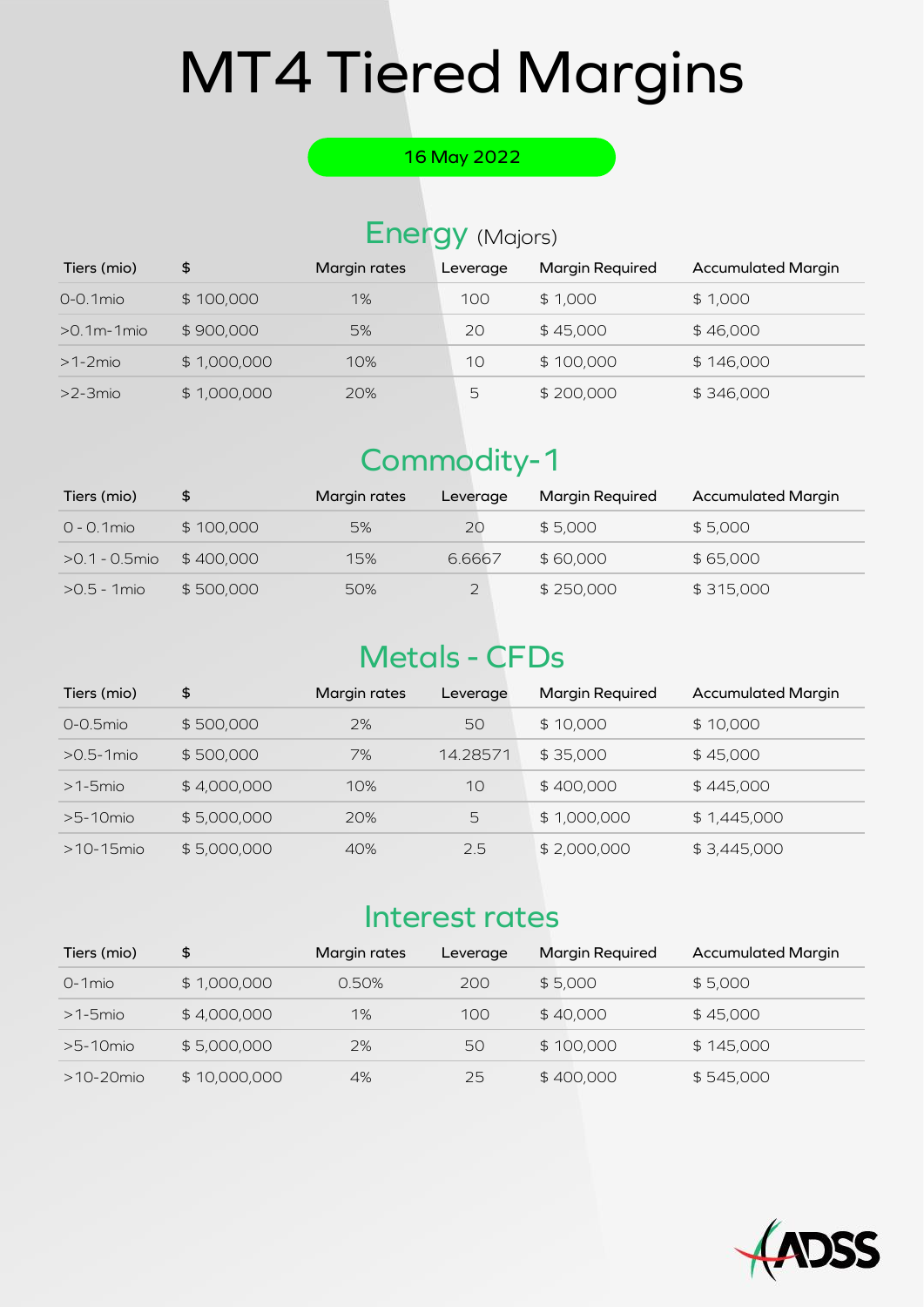# MT4 Tiered Margins

16 May 2022

## Energy (Majors)

| Tiers (mio) | $ | Margin rates | Leverage | Margin Required | Accumulated Margin |
|---|---|---|---|---|---|
| 0-0.1mio | $ 100,000 | 1% | 100 | $ 1,000 | $ 1,000 |
| >0.1m-1mio | $ 900,000 | 5% | 20 | $ 45,000 | $ 46,000 |
| >1-2mio | $ 1,000,000 | 10% | 10 | $ 100,000 | $ 146,000 |
| >2-3mio | $ 1,000,000 | 20% | 5 | $ 200,000 | $ 346,000 |

## Commodity-1

| Tiers (mio) | $ | Margin rates | Leverage | Margin Required | Accumulated Margin |
|---|---|---|---|---|---|
| 0 - 0.1mio | $ 100,000 | 5% | 20 | $ 5,000 | $ 5,000 |
| >0.1 - 0.5mio | $ 400,000 | 15% | 6.6667 | $ 60,000 | $ 65,000 |
| >0.5 - 1mio | $ 500,000 | 50% | 2 | $ 250,000 | $ 315,000 |

## Metals - CFDs

| Tiers (mio) | $ | Margin rates | Leverage | Margin Required | Accumulated Margin |
|---|---|---|---|---|---|
| 0-0.5mio | $ 500,000 | 2% | 50 | $ 10,000 | $ 10,000 |
| >0.5-1mio | $ 500,000 | 7% | 14.28571 | $ 35,000 | $ 45,000 |
| >1-5mio | $ 4,000,000 | 10% | 10 | $ 400,000 | $ 445,000 |
| >5-10mio | $ 5,000,000 | 20% | 5 | $ 1,000,000 | $ 1,445,000 |
| >10-15mio | $ 5,000,000 | 40% | 2.5 | $ 2,000,000 | $ 3,445,000 |

## Interest rates

| Tiers (mio) | $ | Margin rates | Leverage | Margin Required | Accumulated Margin |
|---|---|---|---|---|---|
| 0-1mio | $ 1,000,000 | 0.50% | 200 | $ 5,000 | $ 5,000 |
| >1-5mio | $ 4,000,000 | 1% | 100 | $ 40,000 | $ 45,000 |
| >5-10mio | $ 5,000,000 | 2% | 50 | $ 100,000 | $ 145,000 |
| >10-20mio | $ 10,000,000 | 4% | 25 | $ 400,000 | $ 545,000 |

ADSS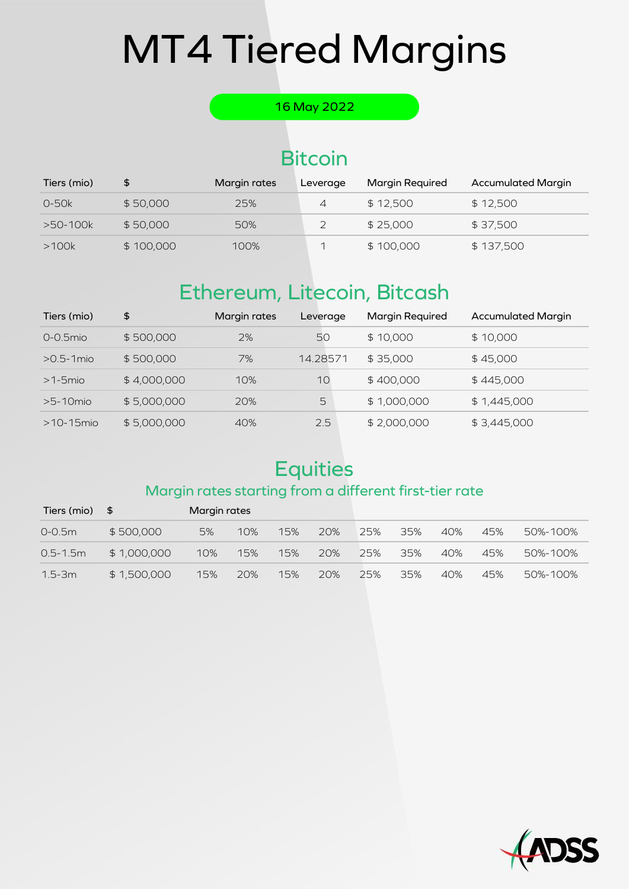# MT4 Tiered Margins

16 May 2022

## Bitcoin

| Tiers (mio) | $ | Margin rates | Leverage | Margin Required | Accumulated Margin |
|---|---|---|---|---|---|
| 0-50k | $ 50,000 | 25% | 4 | $ 12,500 | $ 12,500 |
| >50-100k | $ 50,000 | 50% | 2 | $ 25,000 | $ 37,500 |
| >100k | $ 100,000 | 100% | 1 | $ 100,000 | $ 137,500 |

## Ethereum, Litecoin, Bitcash

| Tiers (mio) | $ | Margin rates | Leverage | Margin Required | Accumulated Margin |
|---|---|---|---|---|---|
| 0-0.5mio | $ 500,000 | 2% | 50 | $ 10,000 | $ 10,000 |
| >0.5-1mio | $ 500,000 | 7% | 14.28571 | $ 35,000 | $ 45,000 |
| >1-5mio | $ 4,000,000 | 10% | 10 | $ 400,000 | $ 445,000 |
| >5-10mio | $ 5,000,000 | 20% | 5 | $ 1,000,000 | $ 1,445,000 |
| >10-15mio | $ 5,000,000 | 40% | 2.5 | $ 2,000,000 | $ 3,445,000 |

## Equities

### Margin rates starting from a different first-tier rate

| Tiers (mio) | $ | Margin rates | | | | | | | | |
|---|---|---|---|---|---|---|---|---|---|---|
| 0-0.5m | $ 500,000 | 5% | 10% | 15% | 20% | 25% | 35% | 40% | 45% | 50%-100% |
| 0.5-1.5m | $ 1,000,000 | 10% | 15% | 15% | 20% | 25% | 35% | 40% | 45% | 50%-100% |
| 1.5-3m | $ 1,500,000 | 15% | 20% | 15% | 20% | 25% | 35% | 40% | 45% | 50%-100% |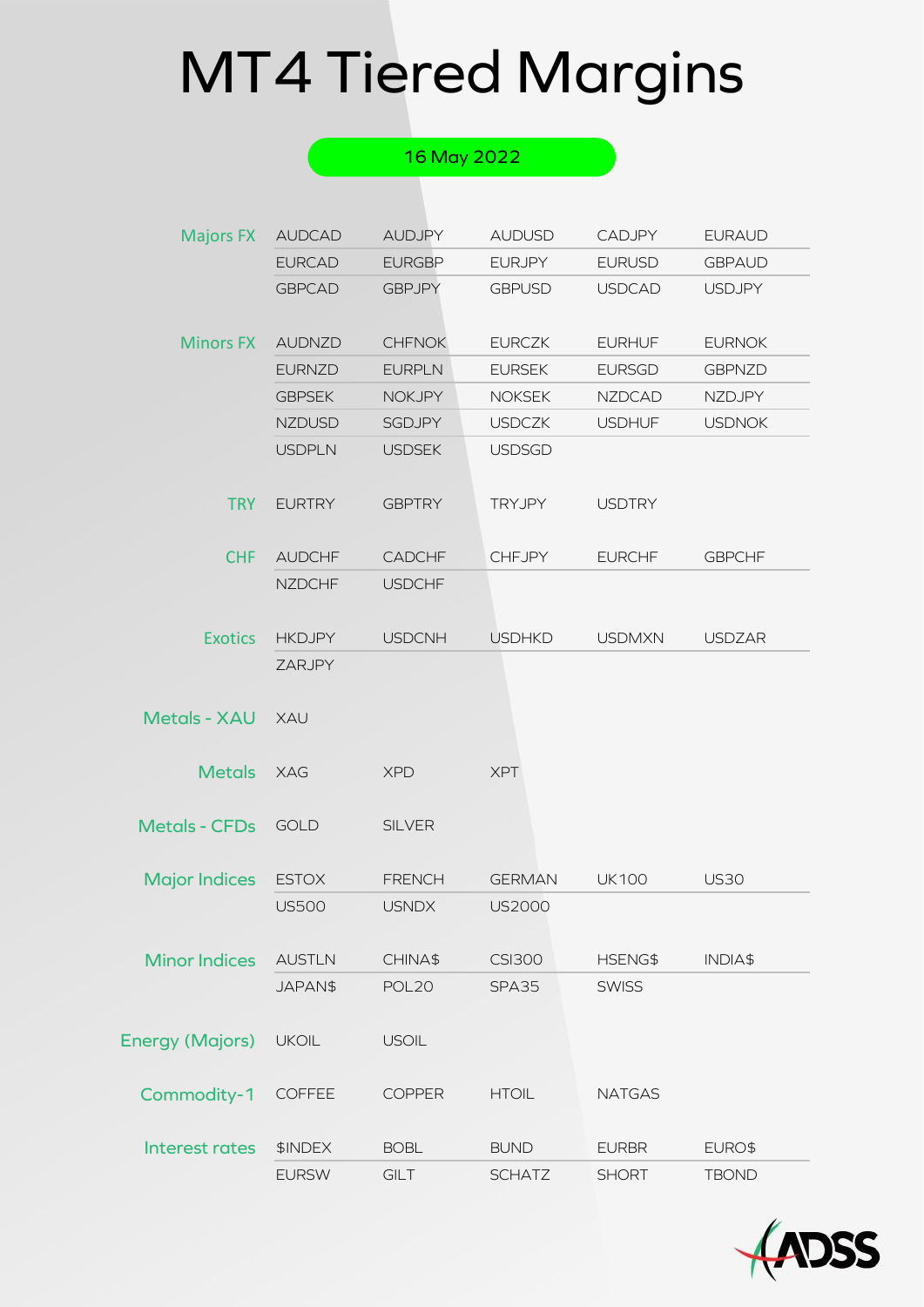# MT4 Tiered Margins

16 May 2022

| Category | | | | | |
|---|---|---|---|---|---|
| Majors FX | AUDCAD | AUDJPY | AUDUSD | CADJPY | EURAUD |
| | EURCAD | EURGBP | EURJPY | EURUSD | GBPAUD |
| | GBPCAD | GBPJPY | GBPUSD | USDCAD | USDJPY |
| Minors FX | AUDNZD | CHFNOK | EURCZK | EURHUF | EURNOK |
| | EURNZD | EURPLN | EURSEK | EURSGD | GBPNZD |
| | GBPSEK | NOKJPY | NOKSEK | NZDCAD | NZDJPY |
| | NZDUSD | SGDJPY | USDCZK | USDHUF | USDNOK |
| | USDPLN | USDSEK | USDSGD | | |
| TRY | EURTRY | GBPTRY | TRYJPY | USDTRY | |
| CHF | AUDCHF | CADCHF | CHFJPY | EURCHF | GBPCHF |
| | NZDCHF | USDCHF | | | |
| Exotics | HKDJPY | USDCNH | USDHKD | USDMXN | USDZAR |
| | ZARJPY | | | | |
| Metals - XAU | XAU | | | | |
| Metals | XAG | XPD | XPT | | |
| Metals - CFDs | GOLD | SILVER | | | |
| Major Indices | ESTOX | FRENCH | GERMAN | UK100 | US30 |
| | US500 | USNDX | US2000 | | |
| Minor Indices | AUSTLN | CHINA$ | CSI300 | HSENG$ | INDIA$ |
| | JAPAN$ | POL20 | SPA35 | SWISS | |
| Energy (Majors) | UKOIL | USOIL | | | |
| Commodity-1 | COFFEE | COPPER | HTOIL | NATGAS | |
| Interest rates | $INDEX | BOBL | BUND | EURBR | EURO$ |
| | EURSW | GILT | SCHATZ | SHORT | TBOND |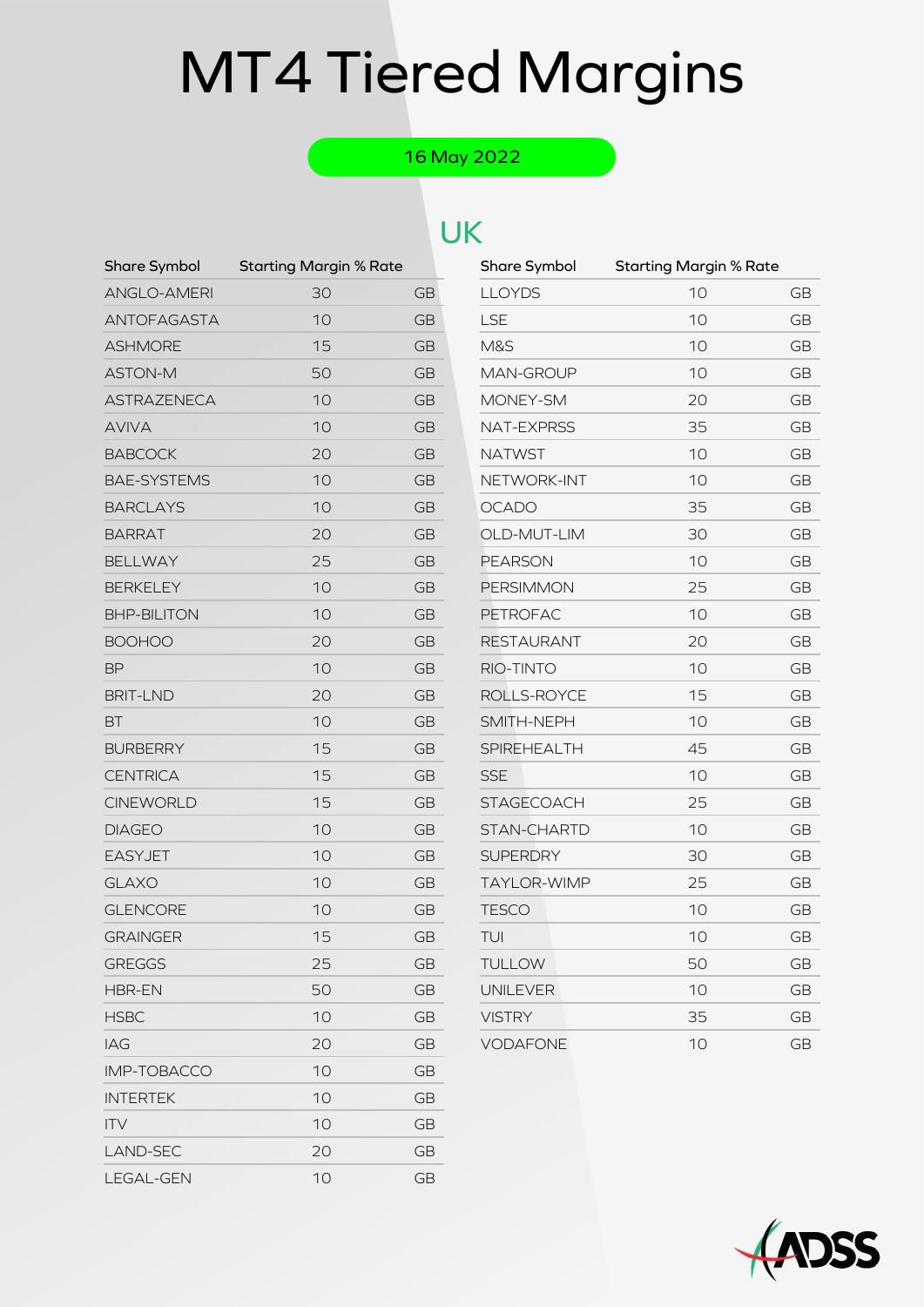# MT4 Tiered Margins

16 May 2022

## UK

| Share Symbol | Starting Margin % Rate | |
|---|---|---|
| ANGLO-AMERI | 30 | GB |
| ANTOFAGASTA | 10 | GB |
| ASHMORE | 15 | GB |
| ASTON-M | 50 | GB |
| ASTRAZENECA | 10 | GB |
| AVIVA | 10 | GB |
| BABCOCK | 20 | GB |
| BAE-SYSTEMS | 10 | GB |
| BARCLAYS | 10 | GB |
| BARRAT | 20 | GB |
| BELLWAY | 25 | GB |
| BERKELEY | 10 | GB |
| BHP-BILITON | 10 | GB |
| BOOHOO | 20 | GB |
| BP | 10 | GB |
| BRIT-LND | 20 | GB |
| BT | 10 | GB |
| BURBERRY | 15 | GB |
| CENTRICA | 15 | GB |
| CINEWORLD | 15 | GB |
| DIAGEO | 10 | GB |
| EASYJET | 10 | GB |
| GLAXO | 10 | GB |
| GLENCORE | 10 | GB |
| GRAINGER | 15 | GB |
| GREGGS | 25 | GB |
| HBR-EN | 50 | GB |
| HSBC | 10 | GB |
| IAG | 20 | GB |
| IMP-TOBACCO | 10 | GB |
| INTERTEK | 10 | GB |
| ITV | 10 | GB |
| LAND-SEC | 20 | GB |
| LEGAL-GEN | 10 | GB |
| LLOYDS | 10 | GB |
| LSE | 10 | GB |
| M&S | 10 | GB |
| MAN-GROUP | 10 | GB |
| MONEY-SM | 20 | GB |
| NAT-EXPRSS | 35 | GB |
| NATWST | 10 | GB |
| NETWORK-INT | 10 | GB |
| OCADO | 35 | GB |
| OLD-MUT-LIM | 30 | GB |
| PEARSON | 10 | GB |
| PERSIMMON | 25 | GB |
| PETROFAC | 10 | GB |
| RESTAURANT | 20 | GB |
| RIO-TINTO | 10 | GB |
| ROLLS-ROYCE | 15 | GB |
| SMITH-NEPH | 10 | GB |
| SPIREHEALTH | 45 | GB |
| SSE | 10 | GB |
| STAGECOACH | 25 | GB |
| STAN-CHARTD | 10 | GB |
| SUPERDRY | 30 | GB |
| TAYLOR-WIMP | 25 | GB |
| TESCO | 10 | GB |
| TUI | 10 | GB |
| TULLOW | 50 | GB |
| UNILEVER | 10 | GB |
| VISTRY | 35 | GB |
| VODAFONE | 10 | GB |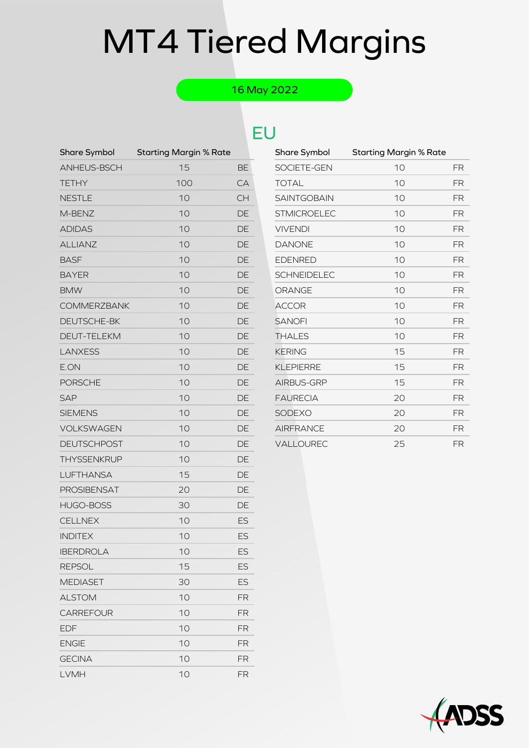# MT4 Tiered Margins

16 May 2022

## EU

| Share Symbol | Starting Margin % Rate | |
|---|---|---|
| ANHEUS-BSCH | 15 | BE |
| TETHY | 100 | CA |
| NESTLE | 10 | CH |
| M-BENZ | 10 | DE |
| ADIDAS | 10 | DE |
| ALLIANZ | 10 | DE |
| BASF | 10 | DE |
| BAYER | 10 | DE |
| BMW | 10 | DE |
| COMMERZBANK | 10 | DE |
| DEUTSCHE-BK | 10 | DE |
| DEUT-TELEKM | 10 | DE |
| LANXESS | 10 | DE |
| E.ON | 10 | DE |
| PORSCHE | 10 | DE |
| SAP | 10 | DE |
| SIEMENS | 10 | DE |
| VOLKSWAGEN | 10 | DE |
| DEUTSCHPOST | 10 | DE |
| THYSSENKRUP | 10 | DE |
| LUFTHANSA | 15 | DE |
| PROSIBENSAT | 20 | DE |
| HUGO-BOSS | 30 | DE |
| CELLNEX | 10 | ES |
| INDITEX | 10 | ES |
| IBERDROLA | 10 | ES |
| REPSOL | 15 | ES |
| MEDIASET | 30 | ES |
| ALSTOM | 10 | FR |
| CARREFOUR | 10 | FR |
| EDF | 10 | FR |
| ENGIE | 10 | FR |
| GECINA | 10 | FR |
| LVMH | 10 | FR |

| Share Symbol | Starting Margin % Rate | |
|---|---|---|
| SOCIETE-GEN | 10 | FR |
| TOTAL | 10 | FR |
| SAINTGOBAIN | 10 | FR |
| STMICROELEC | 10 | FR |
| VIVENDI | 10 | FR |
| DANONE | 10 | FR |
| EDENRED | 10 | FR |
| SCHNEIDELEC | 10 | FR |
| ORANGE | 10 | FR |
| ACCOR | 10 | FR |
| SANOFI | 10 | FR |
| THALES | 10 | FR |
| KERING | 15 | FR |
| KLEPIERRE | 15 | FR |
| AIRBUS-GRP | 15 | FR |
| FAURECIA | 20 | FR |
| SODEXO | 20 | FR |
| AIRFRANCE | 20 | FR |
| VALLOUREC | 25 | FR |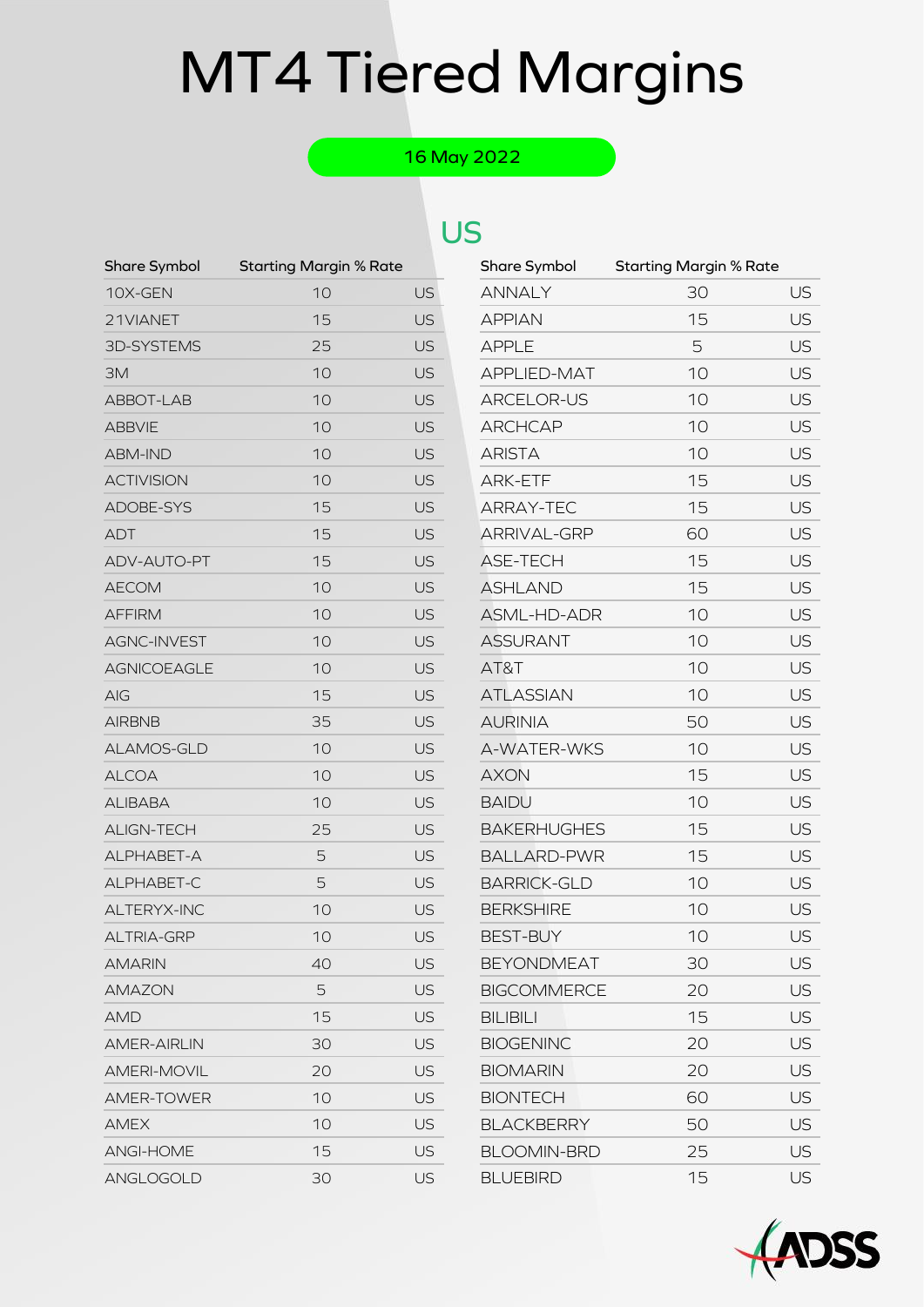# MT4 Tiered Margins

16 May 2022

## US

| Share Symbol | Starting Margin % Rate | |
|---|---|---|
| 10X-GEN | 10 | US |
| 21VIANET | 15 | US |
| 3D-SYSTEMS | 25 | US |
| 3M | 10 | US |
| ABBOT-LAB | 10 | US |
| ABBVIE | 10 | US |
| ABM-IND | 10 | US |
| ACTIVISION | 10 | US |
| ADOBE-SYS | 15 | US |
| ADT | 15 | US |
| ADV-AUTO-PT | 15 | US |
| AECOM | 10 | US |
| AFFIRM | 10 | US |
| AGNC-INVEST | 10 | US |
| AGNICOEAGLE | 10 | US |
| AIG | 15 | US |
| AIRBNB | 35 | US |
| ALAMOS-GLD | 10 | US |
| ALCOA | 10 | US |
| ALIBABA | 10 | US |
| ALIGN-TECH | 25 | US |
| ALPHABET-A | 5 | US |
| ALPHABET-C | 5 | US |
| ALTERYX-INC | 10 | US |
| ALTRIA-GRP | 10 | US |
| AMARIN | 40 | US |
| AMAZON | 5 | US |
| AMD | 15 | US |
| AMER-AIRLIN | 30 | US |
| AMERI-MOVIL | 20 | US |
| AMER-TOWER | 10 | US |
| AMEX | 10 | US |
| ANGI-HOME | 15 | US |
| ANGLOGOLD | 30 | US |
| ANNALY | 30 | US |
| APPIAN | 15 | US |
| APPLE | 5 | US |
| APPLIED-MAT | 10 | US |
| ARCELOR-US | 10 | US |
| ARCHCAP | 10 | US |
| ARISTA | 10 | US |
| ARK-ETF | 15 | US |
| ARRAY-TEC | 15 | US |
| ARRIVAL-GRP | 60 | US |
| ASE-TECH | 15 | US |
| ASHLAND | 15 | US |
| ASML-HD-ADR | 10 | US |
| ASSURANT | 10 | US |
| AT&T | 10 | US |
| ATLASSIAN | 10 | US |
| AURINIA | 50 | US |
| A-WATER-WKS | 10 | US |
| AXON | 15 | US |
| BAIDU | 10 | US |
| BAKERHUGHES | 15 | US |
| BALLARD-PWR | 15 | US |
| BARRICK-GLD | 10 | US |
| BERKSHIRE | 10 | US |
| BEST-BUY | 10 | US |
| BEYONDMEAT | 30 | US |
| BIGCOMMERCE | 20 | US |
| BILIBILI | 15 | US |
| BIOGENINC | 20 | US |
| BIOMARIN | 20 | US |
| BIONTECH | 60 | US |
| BLACKBERRY | 50 | US |
| BLOOMIN-BRD | 25 | US |
| BLUEBIRD | 15 | US |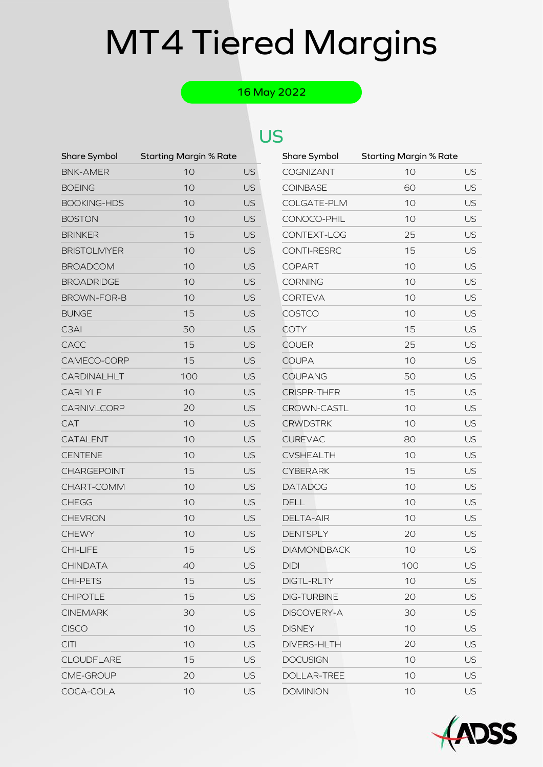# MT4 Tiered Margins

16 May 2022

## US

| Share Symbol | Starting Margin % Rate | |
|---|---|---|
| BNK-AMER | 10 | US |
| BOEING | 10 | US |
| BOOKING-HDS | 10 | US |
| BOSTON | 10 | US |
| BRINKER | 15 | US |
| BRISTOLMYER | 10 | US |
| BROADCOM | 10 | US |
| BROADRIDGE | 10 | US |
| BROWN-FOR-B | 10 | US |
| BUNGE | 15 | US |
| C3AI | 50 | US |
| CACC | 15 | US |
| CAMECO-CORP | 15 | US |
| CARDINALHLT | 100 | US |
| CARLYLE | 10 | US |
| CARNIVLCORP | 20 | US |
| CAT | 10 | US |
| CATALENT | 10 | US |
| CENTENE | 10 | US |
| CHARGEPOINT | 15 | US |
| CHART-COMM | 10 | US |
| CHEGG | 10 | US |
| CHEVRON | 10 | US |
| CHEWY | 10 | US |
| CHI-LIFE | 15 | US |
| CHINDATA | 40 | US |
| CHI-PETS | 15 | US |
| CHIPOTLE | 15 | US |
| CINEMARK | 30 | US |
| CISCO | 10 | US |
| CITI | 10 | US |
| CLOUDFLARE | 15 | US |
| CME-GROUP | 20 | US |
| COCA-COLA | 10 | US |
| COGNIZANT | 10 | US |
| COINBASE | 60 | US |
| COLGATE-PLM | 10 | US |
| CONOCO-PHIL | 10 | US |
| CONTEXT-LOG | 25 | US |
| CONTI-RESRC | 15 | US |
| COPART | 10 | US |
| CORNING | 10 | US |
| CORTEVA | 10 | US |
| COSTCO | 10 | US |
| COTY | 15 | US |
| COUER | 25 | US |
| COUPA | 10 | US |
| COUPANG | 50 | US |
| CRISPR-THER | 15 | US |
| CROWN-CASTL | 10 | US |
| CRWDSTRK | 10 | US |
| CUREVAC | 80 | US |
| CVSHEALTH | 10 | US |
| CYBERARK | 15 | US |
| DATADOG | 10 | US |
| DELL | 10 | US |
| DELTA-AIR | 10 | US |
| DENTSPLY | 20 | US |
| DIAMONDBACK | 10 | US |
| DIDI | 100 | US |
| DIGTL-RLTY | 10 | US |
| DIG-TURBINE | 20 | US |
| DISCOVERY-A | 30 | US |
| DISNEY | 10 | US |
| DIVERS-HLTH | 20 | US |
| DOCUSIGN | 10 | US |
| DOLLAR-TREE | 10 | US |
| DOMINION | 10 | US |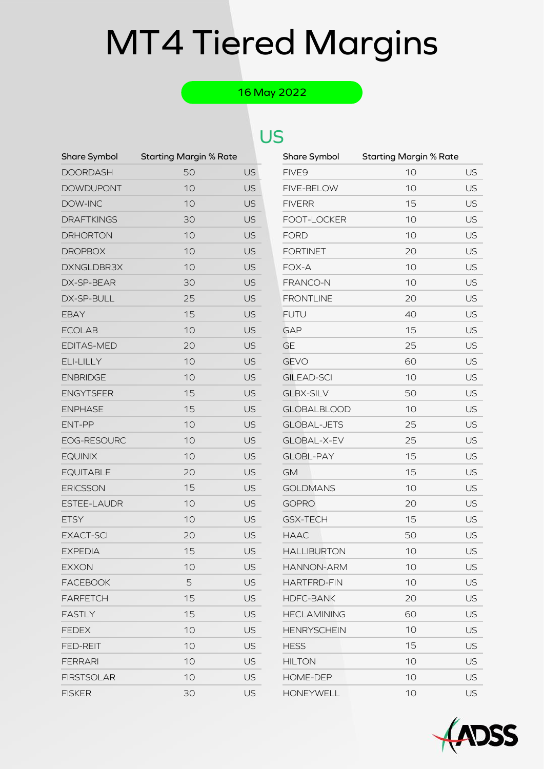# MT4 Tiered Margins

16 May 2022

## US

| Share Symbol | Starting Margin % Rate | |
|---|---|---|
| DOORDASH | 50 | US |
| DOWDUPONT | 10 | US |
| DOW-INC | 10 | US |
| DRAFTKINGS | 30 | US |
| DRHORTON | 10 | US |
| DROPBOX | 10 | US |
| DXNGLDBR3X | 10 | US |
| DX-SP-BEAR | 30 | US |
| DX-SP-BULL | 25 | US |
| EBAY | 15 | US |
| ECOLAB | 10 | US |
| EDITAS-MED | 20 | US |
| ELI-LILLY | 10 | US |
| ENBRIDGE | 10 | US |
| ENGYTSFER | 15 | US |
| ENPHASE | 15 | US |
| ENT-PP | 10 | US |
| EOG-RESOURC | 10 | US |
| EQUINIX | 10 | US |
| EQUITABLE | 20 | US |
| ERICSSON | 15 | US |
| ESTEE-LAUDR | 10 | US |
| ETSY | 10 | US |
| EXACT-SCI | 20 | US |
| EXPEDIA | 15 | US |
| EXXON | 10 | US |
| FACEBOOK | 5 | US |
| FARFETCH | 15 | US |
| FASTLY | 15 | US |
| FEDEX | 10 | US |
| FED-REIT | 10 | US |
| FERRARI | 10 | US |
| FIRSTSOLAR | 10 | US |
| FISKER | 30 | US |
| FIVE9 | 10 | US |
| FIVE-BELOW | 10 | US |
| FIVERR | 15 | US |
| FOOT-LOCKER | 10 | US |
| FORD | 10 | US |
| FORTINET | 20 | US |
| FOX-A | 10 | US |
| FRANCO-N | 10 | US |
| FRONTLINE | 20 | US |
| FUTU | 40 | US |
| GAP | 15 | US |
| GE | 25 | US |
| GEVO | 60 | US |
| GILEAD-SCI | 10 | US |
| GLBX-SILV | 50 | US |
| GLOBALBLOOD | 10 | US |
| GLOBAL-JETS | 25 | US |
| GLOBAL-X-EV | 25 | US |
| GLOBL-PAY | 15 | US |
| GM | 15 | US |
| GOLDMANS | 10 | US |
| GOPRO | 20 | US |
| GSX-TECH | 15 | US |
| HAAC | 50 | US |
| HALLIBURTON | 10 | US |
| HANNON-ARM | 10 | US |
| HARTFRD-FIN | 10 | US |
| HDFC-BANK | 20 | US |
| HECLAMINING | 60 | US |
| HENRYSCHEIN | 10 | US |
| HESS | 15 | US |
| HILTON | 10 | US |
| HOME-DEP | 10 | US |
| HONEYWELL | 10 | US |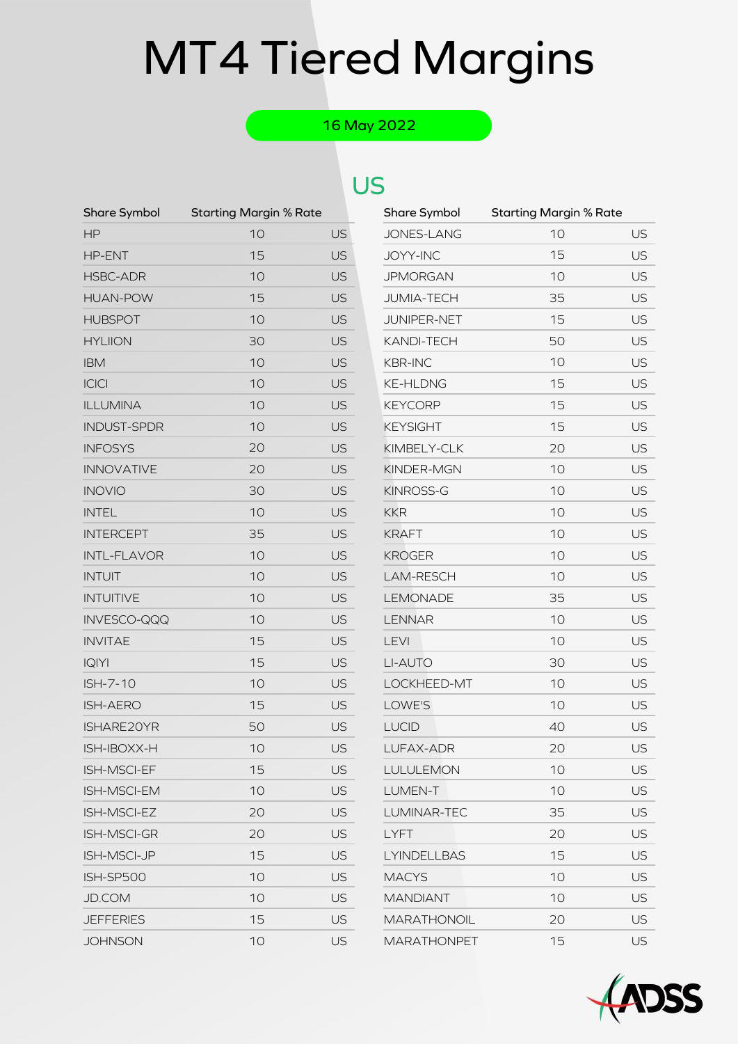# MT4 Tiered Margins

16 May 2022

## US

| Share Symbol | Starting Margin % Rate | |
|---|---|---|
| HP | 10 | US |
| HP-ENT | 15 | US |
| HSBC-ADR | 10 | US |
| HUAN-POW | 15 | US |
| HUBSPOT | 10 | US |
| HYLIION | 30 | US |
| IBM | 10 | US |
| ICICI | 10 | US |
| ILLUMINA | 10 | US |
| INDUST-SPDR | 10 | US |
| INFOSYS | 20 | US |
| INNOVATIVE | 20 | US |
| INOVIO | 30 | US |
| INTEL | 10 | US |
| INTERCEPT | 35 | US |
| INTL-FLAVOR | 10 | US |
| INTUIT | 10 | US |
| INTUITIVE | 10 | US |
| INVESCO-QQQ | 10 | US |
| INVITAE | 15 | US |
| IQIYI | 15 | US |
| ISH-7-10 | 10 | US |
| ISH-AERO | 15 | US |
| ISHARE20YR | 50 | US |
| ISH-IBOXX-H | 10 | US |
| ISH-MSCI-EF | 15 | US |
| ISH-MSCI-EM | 10 | US |
| ISH-MSCI-EZ | 20 | US |
| ISH-MSCI-GR | 20 | US |
| ISH-MSCI-JP | 15 | US |
| ISH-SP500 | 10 | US |
| JD.COM | 10 | US |
| JEFFERIES | 15 | US |
| JOHNSON | 10 | US |
| JONES-LANG | 10 | US |
| JOYY-INC | 15 | US |
| JPMORGAN | 10 | US |
| JUMIA-TECH | 35 | US |
| JUNIPER-NET | 15 | US |
| KANDI-TECH | 50 | US |
| KBR-INC | 10 | US |
| KE-HLDNG | 15 | US |
| KEYCORP | 15 | US |
| KEYSIGHT | 15 | US |
| KIMBELY-CLK | 20 | US |
| KINDER-MGN | 10 | US |
| KINROSS-G | 10 | US |
| KKR | 10 | US |
| KRAFT | 10 | US |
| KROGER | 10 | US |
| LAM-RESCH | 10 | US |
| LEMONADE | 35 | US |
| LENNAR | 10 | US |
| LEVI | 10 | US |
| LI-AUTO | 30 | US |
| LOCKHEED-MT | 10 | US |
| LOWE'S | 10 | US |
| LUCID | 40 | US |
| LUFAX-ADR | 20 | US |
| LULULEMON | 10 | US |
| LUMEN-T | 10 | US |
| LUMINAR-TEC | 35 | US |
| LYFT | 20 | US |
| LYINDELLBAS | 15 | US |
| MACYS | 10 | US |
| MANDIANT | 10 | US |
| MARATHONOIL | 20 | US |
| MARATHONPET | 15 | US |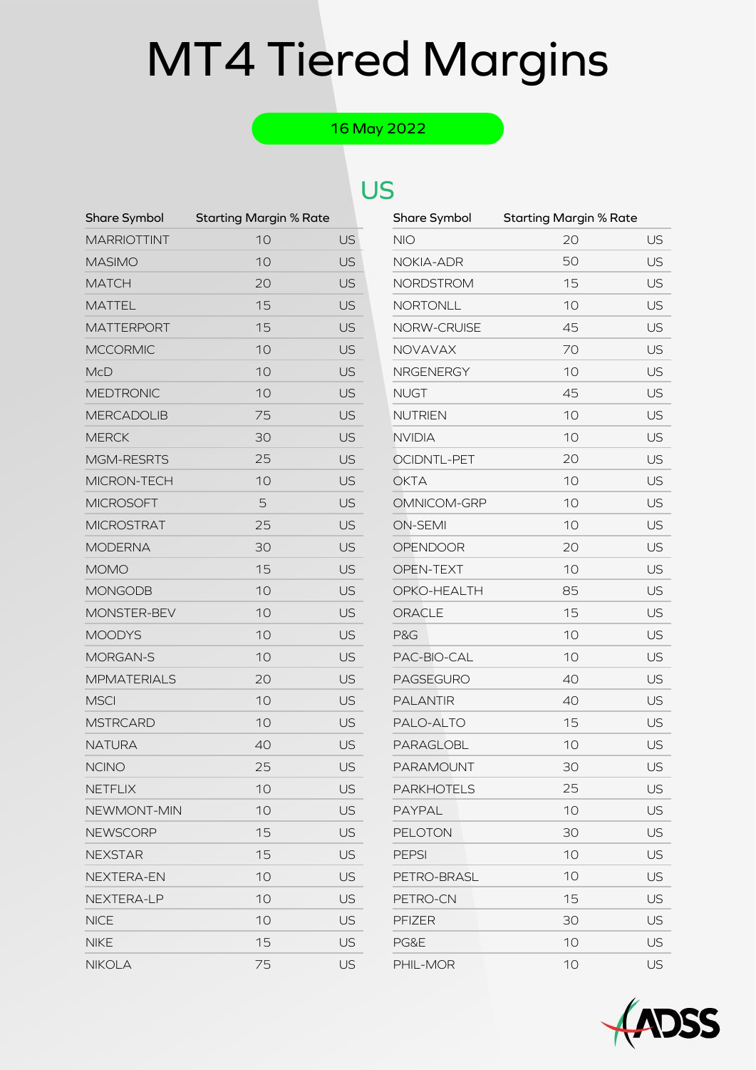# MT4 Tiered Margins

16 May 2022

## US

| Share Symbol | Starting Margin % Rate | |
|---|---|---|
| MARRIOTTINT | 10 | US |
| MASIMO | 10 | US |
| MATCH | 20 | US |
| MATTEL | 15 | US |
| MATTERPORT | 15 | US |
| MCCORMIC | 10 | US |
| McD | 10 | US |
| MEDTRONIC | 10 | US |
| MERCADOLIB | 75 | US |
| MERCK | 30 | US |
| MGM-RESRTS | 25 | US |
| MICRON-TECH | 10 | US |
| MICROSOFT | 5 | US |
| MICROSTRAT | 25 | US |
| MODERNA | 30 | US |
| MOMO | 15 | US |
| MONGODB | 10 | US |
| MONSTER-BEV | 10 | US |
| MOODYS | 10 | US |
| MORGAN-S | 10 | US |
| MPMATERIALS | 20 | US |
| MSCI | 10 | US |
| MSTRCARD | 10 | US |
| NATURA | 40 | US |
| NCINO | 25 | US |
| NETFLIX | 10 | US |
| NEWMONT-MIN | 10 | US |
| NEWSCORP | 15 | US |
| NEXSTAR | 15 | US |
| NEXTERA-EN | 10 | US |
| NEXTERA-LP | 10 | US |
| NICE | 10 | US |
| NIKE | 15 | US |
| NIKOLA | 75 | US |

| Share Symbol | Starting Margin % Rate | |
|---|---|---|
| NIO | 20 | US |
| NOKIA-ADR | 50 | US |
| NORDSTROM | 15 | US |
| NORTONLL | 10 | US |
| NORW-CRUISE | 45 | US |
| NOVAVAX | 70 | US |
| NRGENERGY | 10 | US |
| NUGT | 45 | US |
| NUTRIEN | 10 | US |
| NVIDIA | 10 | US |
| OCIDNTL-PET | 20 | US |
| OKTA | 10 | US |
| OMNICOM-GRP | 10 | US |
| ON-SEMI | 10 | US |
| OPENDOOR | 20 | US |
| OPEN-TEXT | 10 | US |
| OPKO-HEALTH | 85 | US |
| ORACLE | 15 | US |
| P&G | 10 | US |
| PAC-BIO-CAL | 10 | US |
| PAGSEGURO | 40 | US |
| PALANTIR | 40 | US |
| PALO-ALTO | 15 | US |
| PARAGLOBL | 10 | US |
| PARAMOUNT | 30 | US |
| PARKHOTELS | 25 | US |
| PAYPAL | 10 | US |
| PELOTON | 30 | US |
| PEPSI | 10 | US |
| PETRO-BRASL | 10 | US |
| PETRO-CN | 15 | US |
| PFIZER | 30 | US |
| PG&E | 10 | US |
| PHIL-MOR | 10 | US |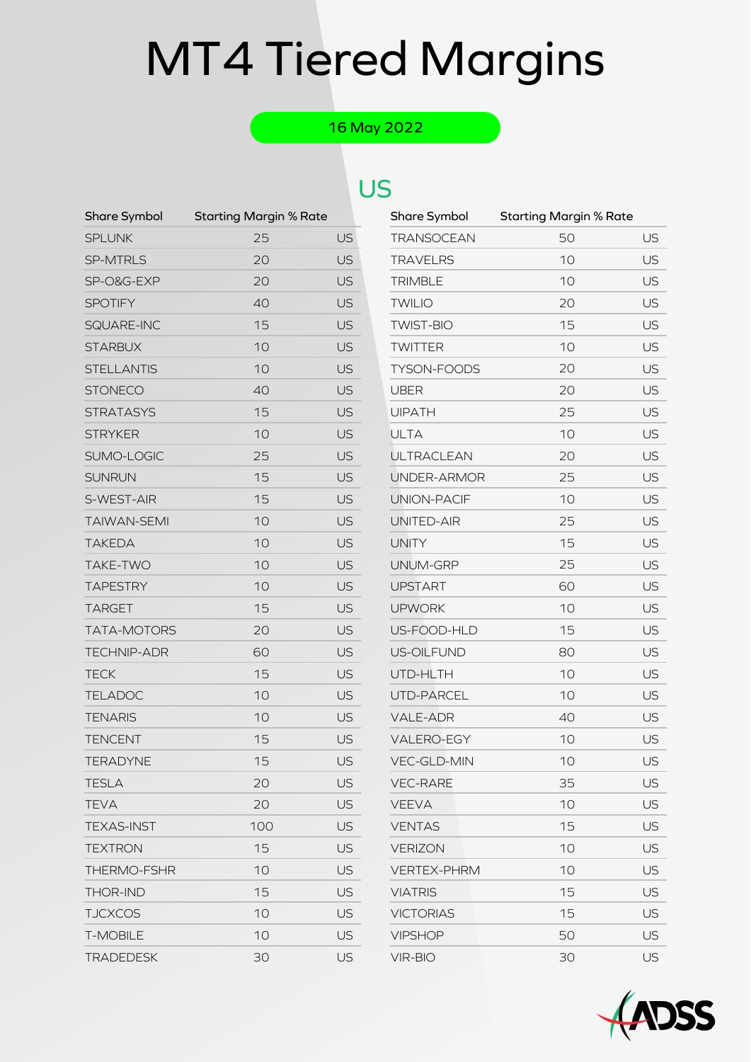# MT4 Tiered Margins

16 May 2022

## US

| Share Symbol | Starting Margin % Rate | |
|---|---|---|
| SPLUNK | 25 | US |
| SP-MTRLS | 20 | US |
| SP-O&G-EXP | 20 | US |
| SPOTIFY | 40 | US |
| SQUARE-INC | 15 | US |
| STARBUX | 10 | US |
| STELLANTIS | 10 | US |
| STONECO | 40 | US |
| STRATASYS | 15 | US |
| STRYKER | 10 | US |
| SUMO-LOGIC | 25 | US |
| SUNRUN | 15 | US |
| S-WEST-AIR | 15 | US |
| TAIWAN-SEMI | 10 | US |
| TAKEDA | 10 | US |
| TAKE-TWO | 10 | US |
| TAPESTRY | 10 | US |
| TARGET | 15 | US |
| TATA-MOTORS | 20 | US |
| TECHNIP-ADR | 60 | US |
| TECK | 15 | US |
| TELADOC | 10 | US |
| TENARIS | 10 | US |
| TENCENT | 15 | US |
| TERADYNE | 15 | US |
| TESLA | 20 | US |
| TEVA | 20 | US |
| TEXAS-INST | 100 | US |
| TEXTRON | 15 | US |
| THERMO-FSHR | 10 | US |
| THOR-IND | 15 | US |
| TJCXCOS | 10 | US |
| T-MOBILE | 10 | US |
| TRADEDESK | 30 | US |

| Share Symbol | Starting Margin % Rate | |
|---|---|---|
| TRANSOCEAN | 50 | US |
| TRAVELRS | 10 | US |
| TRIMBLE | 10 | US |
| TWILIO | 20 | US |
| TWIST-BIO | 15 | US |
| TWITTER | 10 | US |
| TYSON-FOODS | 20 | US |
| UBER | 20 | US |
| UIPATH | 25 | US |
| ULTA | 10 | US |
| ULTRACLEAN | 20 | US |
| UNDER-ARMOR | 25 | US |
| UNION-PACIF | 10 | US |
| UNITED-AIR | 25 | US |
| UNITY | 15 | US |
| UNUM-GRP | 25 | US |
| UPSTART | 60 | US |
| UPWORK | 10 | US |
| US-FOOD-HLD | 15 | US |
| US-OILFUND | 80 | US |
| UTD-HLTH | 10 | US |
| UTD-PARCEL | 10 | US |
| VALE-ADR | 40 | US |
| VALERO-EGY | 10 | US |
| VEC-GLD-MIN | 10 | US |
| VEC-RARE | 35 | US |
| VEEVA | 10 | US |
| VENTAS | 15 | US |
| VERIZON | 10 | US |
| VERTEX-PHRM | 10 | US |
| VIATRIS | 15 | US |
| VICTORIAS | 15 | US |
| VIPSHOP | 50 | US |
| VIR-BIO | 30 | US |

ADSS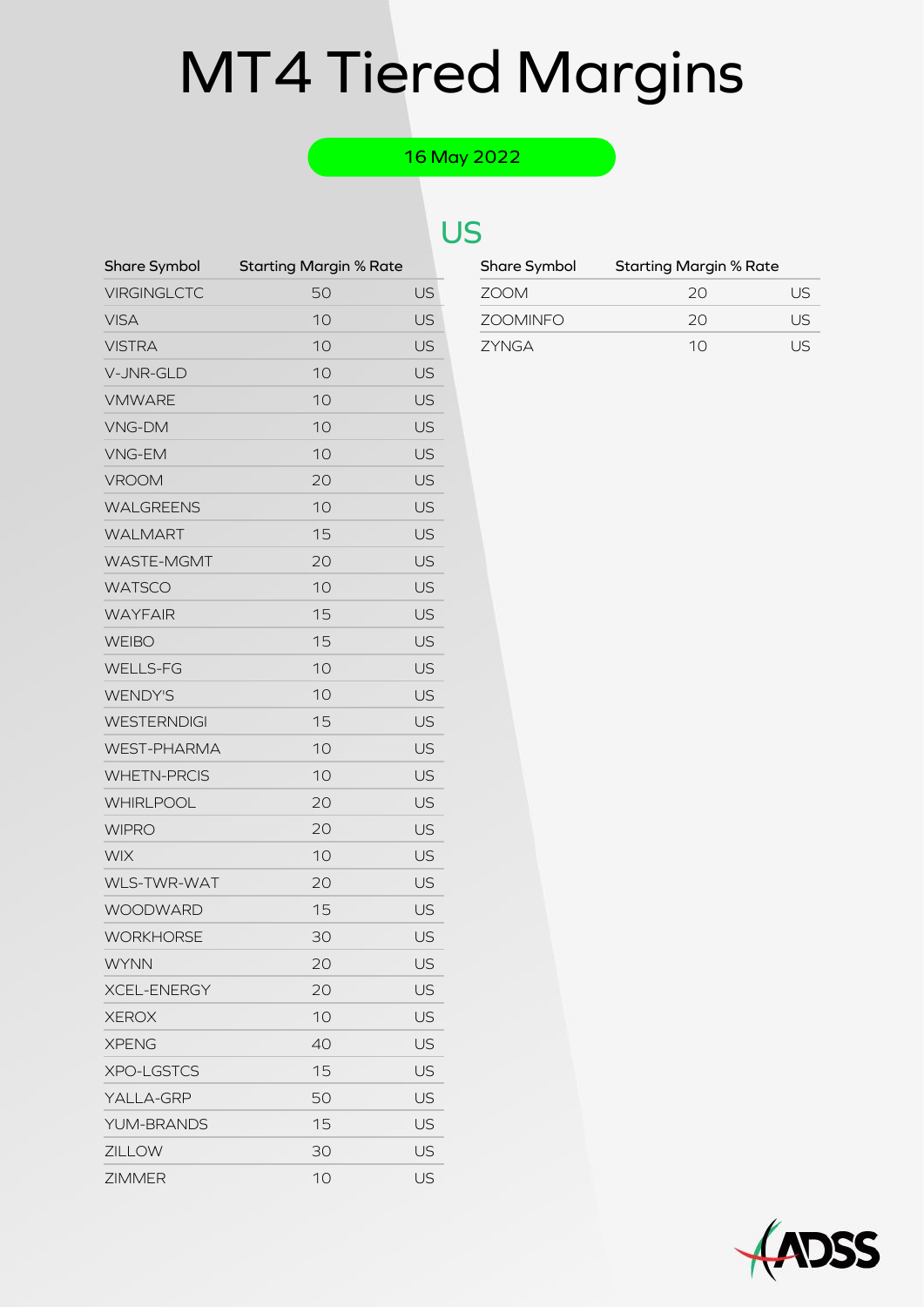# MT4 Tiered Margins

16 May 2022

## US

| Share Symbol | Starting Margin % Rate | |
|---|---|---|
| VIRGINGLCTC | 50 | US |
| VISA | 10 | US |
| VISTRA | 10 | US |
| V-JNR-GLD | 10 | US |
| VMWARE | 10 | US |
| VNG-DM | 10 | US |
| VNG-EM | 10 | US |
| VROOM | 20 | US |
| WALGREENS | 10 | US |
| WALMART | 15 | US |
| WASTE-MGMT | 20 | US |
| WATSCO | 10 | US |
| WAYFAIR | 15 | US |
| WEIBO | 15 | US |
| WELLS-FG | 10 | US |
| WENDY'S | 10 | US |
| WESTERNDIGI | 15 | US |
| WEST-PHARMA | 10 | US |
| WHETN-PRCIS | 10 | US |
| WHIRLPOOL | 20 | US |
| WIPRO | 20 | US |
| WIX | 10 | US |
| WLS-TWR-WAT | 20 | US |
| WOODWARD | 15 | US |
| WORKHORSE | 30 | US |
| WYNN | 20 | US |
| XCEL-ENERGY | 20 | US |
| XEROX | 10 | US |
| XPENG | 40 | US |
| XPO-LGSTCS | 15 | US |
| YALLA-GRP | 50 | US |
| YUM-BRANDS | 15 | US |
| ZILLOW | 30 | US |
| ZIMMER | 10 | US |
| ZOOM | 20 | US |
| ZOOMINFO | 20 | US |
| ZYNGA | 10 | US |